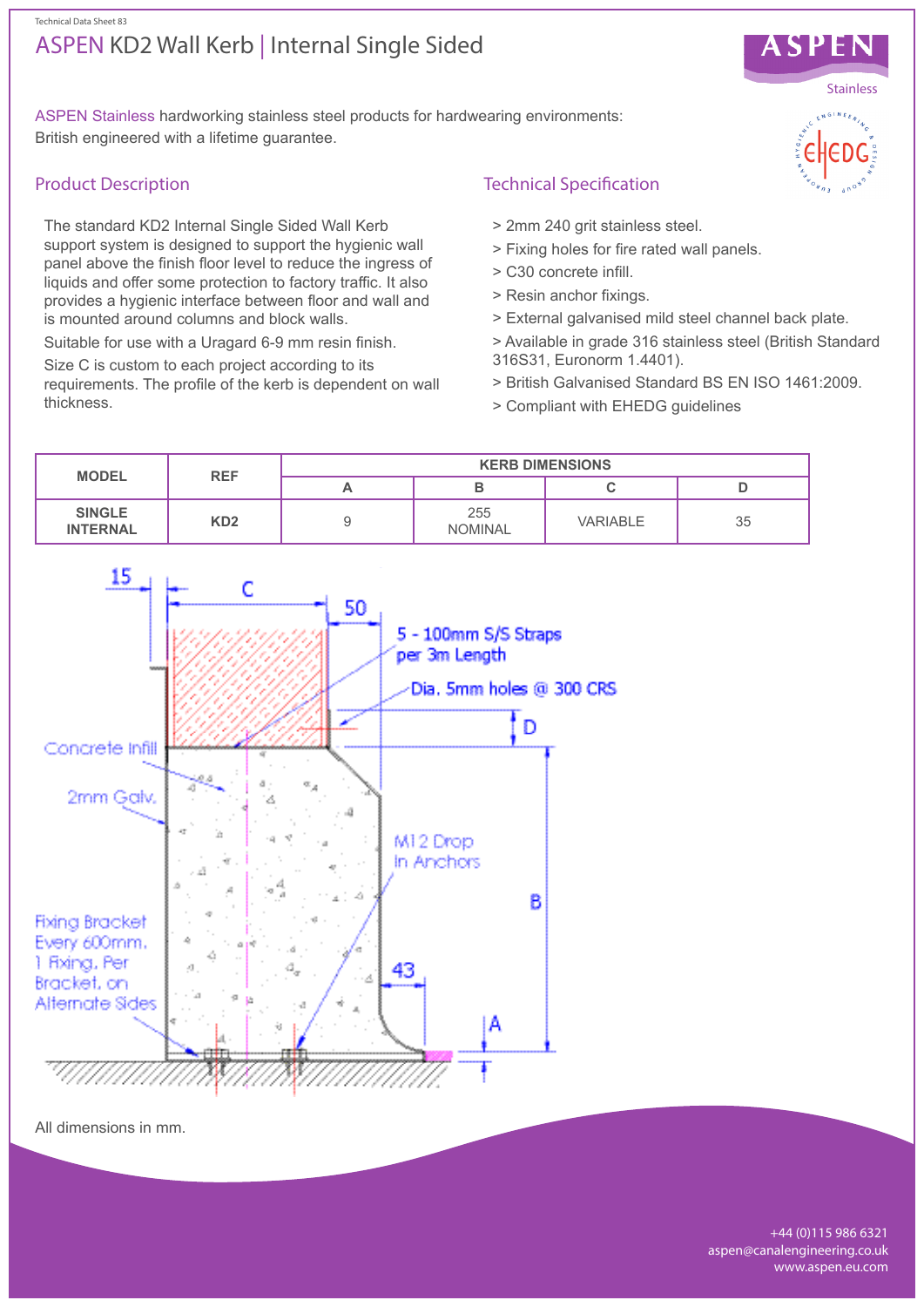Technical Data Sheet 83

# ASPEN KD2 Wall Kerb | Internal Single Sided

ASPEN Stainless hardworking stainless steel products for hardwearing environments: British engineered with a lifetime guarantee.

## Product Description

The standard KD2 Internal Single Sided Wall Kerb support system is designed to support the hygienic wall panel above the finish floor level to reduce the ingress of liquids and offer some protection to factory traffic. It also provides a hygienic interface between floor and wall and is mounted around columns and block walls.

Suitable for use with a Uragard 6-9 mm resin finish.

Size C is custom to each project according to its requirements. The profile of the kerb is dependent on wall thickness.

## Technical Specification

> 2mm 240 grit stainless steel.

> Fixing holes for fire rated wall panels.

> C30 concrete infill.

> Resin anchor fixings.

> External galvanised mild steel channel back plate.

> Available in grade 316 stainless steel (British Standard 316S31, Euronorm 1.4401).

> British Galvanised Standard BS EN ISO 1461:2009.

> Compliant with EHEDG guidelines

| MODEL | REF | KERB DIMENSIONS | | | |
|---|---|---|---|---|---|
| | | A | B | C | D |
| SINGLE INTERNAL | KD2 | 9 | 255 NOMINAL | VARIABLE | 35 |

15, C, 50, 5 - 100mm S/S Straps per 3m Length, Dia. 5mm holes @ 300 CRS, D, Concrete Infill, 2mm Galv., M12 Drop In Anchors, B, Fixing Bracket Every 600mm. 1 Fixing. Per Bracket, on Alternate Sides, 43, A

All dimensions in mm.

+44 (0)115 986 6321
aspen@canalengineering.co.uk
www.aspen.eu.com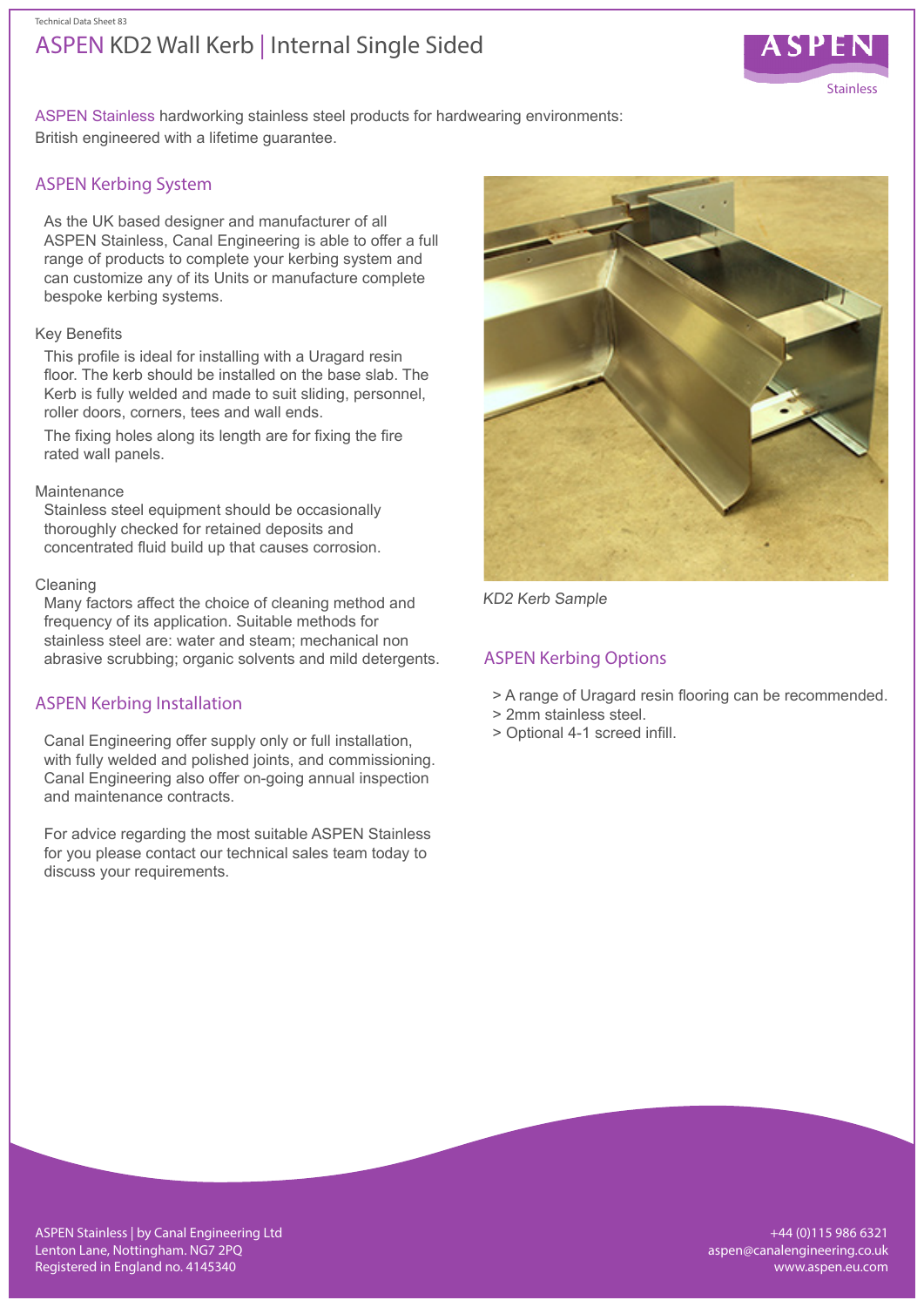Technical Data Sheet 83

# ASPEN KD2 Wall Kerb | Internal Single Sided

ASPEN Stainless hardworking stainless steel products for hardwearing environments:
British engineered with a lifetime guarantee.

## ASPEN Kerbing System

As the UK based designer and manufacturer of all ASPEN Stainless, Canal Engineering is able to offer a full range of products to complete your kerbing system and can customize any of its Units or manufacture complete bespoke kerbing systems.

### Key Benefits

This profile is ideal for installing with a Uragard resin floor. The kerb should be installed on the base slab. The Kerb is fully welded and made to suit sliding, personnel, roller doors, corners, tees and wall ends.

The fixing holes along its length are for fixing the fire rated wall panels.

### Maintenance

Stainless steel equipment should be occasionally thoroughly checked for retained deposits and concentrated fluid build up that causes corrosion.

### Cleaning

Many factors affect the choice of cleaning method and frequency of its application. Suitable methods for stainless steel are: water and steam; mechanical non abrasive scrubbing; organic solvents and mild detergents.

## ASPEN Kerbing Installation

Canal Engineering offer supply only or full installation, with fully welded and polished joints, and commissioning. Canal Engineering also offer on-going annual inspection and maintenance contracts.

For advice regarding the most suitable ASPEN Stainless for you please contact our technical sales team today to discuss your requirements.

*KD2 Kerb Sample*

## ASPEN Kerbing Options

> A range of Uragard resin flooring can be recommended.
> 2mm stainless steel.
> Optional 4-1 screed infill.

ASPEN Stainless | by Canal Engineering Ltd
Lenton Lane, Nottingham. NG7 2PQ
Registered in England no. 4145340

+44 (0)115 986 6321
aspen@canalengineering.co.uk
www.aspen.eu.com